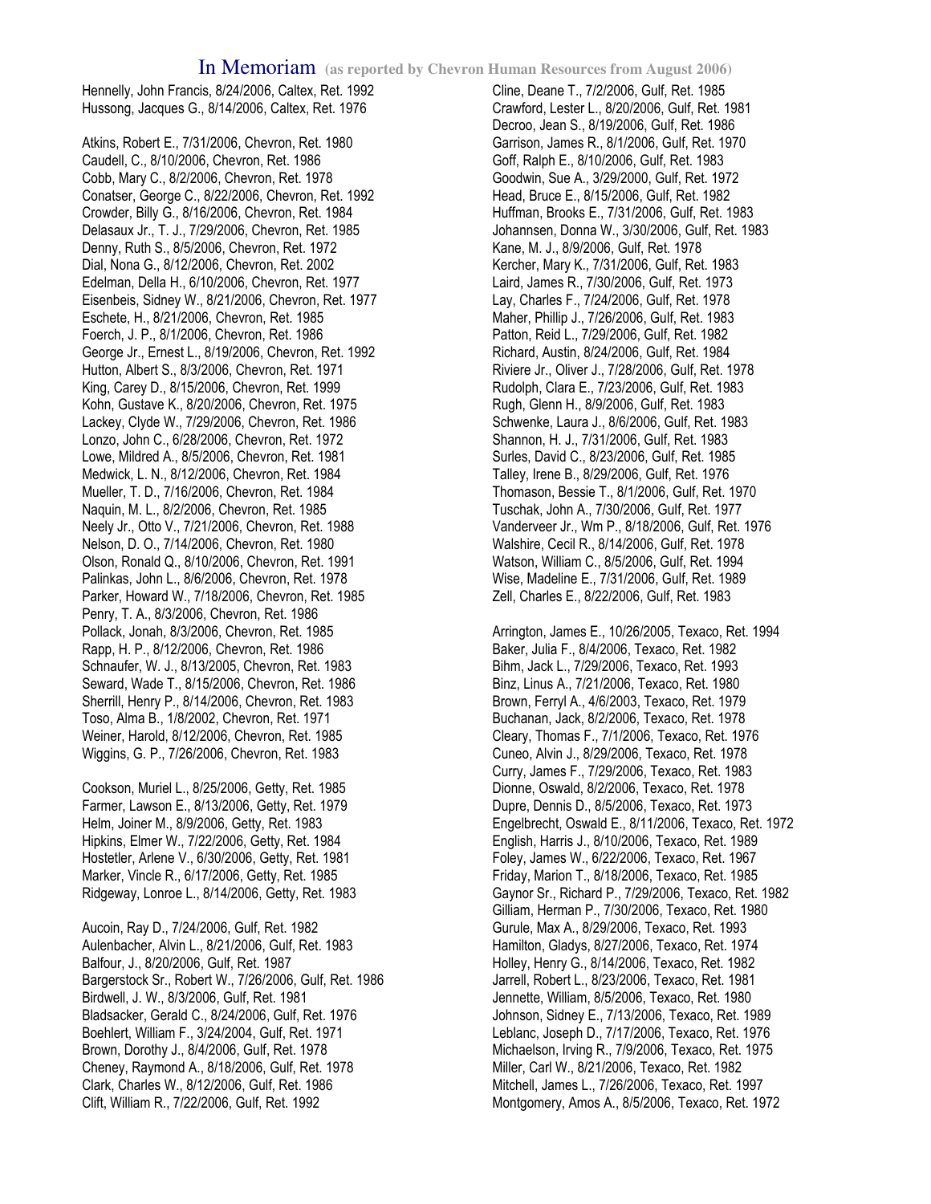# In Memoriam (as reported by Chevron Human Resources from August 2006)

Hennelly, John Francis, 8/24/2006, Caltex, Ret. 1992
Hussong, Jacques G., 8/14/2006, Caltex, Ret. 1976

Atkins, Robert E., 7/31/2006, Chevron, Ret. 1980
Caudell, C., 8/10/2006, Chevron, Ret. 1986
Cobb, Mary C., 8/2/2006, Chevron, Ret. 1978
Conatser, George C., 8/22/2006, Chevron, Ret. 1992
Crowder, Billy G., 8/16/2006, Chevron, Ret. 1984
Delasaux Jr., T. J., 7/29/2006, Chevron, Ret. 1985
Denny, Ruth S., 8/5/2006, Chevron, Ret. 1972
Dial, Nona G., 8/12/2006, Chevron, Ret. 2002
Edelman, Della H., 6/10/2006, Chevron, Ret. 1977
Eisenbeis, Sidney W., 8/21/2006, Chevron, Ret. 1977
Eschete, H., 8/21/2006, Chevron, Ret. 1985
Foerch, J. P., 8/1/2006, Chevron, Ret. 1986
George Jr., Ernest L., 8/19/2006, Chevron, Ret. 1992
Hutton, Albert S., 8/3/2006, Chevron, Ret. 1971
King, Carey D., 8/15/2006, Chevron, Ret. 1999
Kohn, Gustave K., 8/20/2006, Chevron, Ret. 1975
Lackey, Clyde W., 7/29/2006, Chevron, Ret. 1986
Lonzo, John C., 6/28/2006, Chevron, Ret. 1972
Lowe, Mildred A., 8/5/2006, Chevron, Ret. 1981
Medwick, L. N., 8/12/2006, Chevron, Ret. 1984
Mueller, T. D., 7/16/2006, Chevron, Ret. 1984
Naquin, M. L., 8/2/2006, Chevron, Ret. 1985
Neely Jr., Otto V., 7/21/2006, Chevron, Ret. 1988
Nelson, D. O., 7/14/2006, Chevron, Ret. 1980
Olson, Ronald Q., 8/10/2006, Chevron, Ret. 1991
Palinkas, John L., 8/6/2006, Chevron, Ret. 1978
Parker, Howard W., 7/18/2006, Chevron, Ret. 1985
Penry, T. A., 8/3/2006, Chevron, Ret. 1986
Pollack, Jonah, 8/3/2006, Chevron, Ret. 1985
Rapp, H. P., 8/12/2006, Chevron, Ret. 1986
Schnaufer, W. J., 8/13/2005, Chevron, Ret. 1983
Seward, Wade T., 8/15/2006, Chevron, Ret. 1986
Sherrill, Henry P., 8/14/2006, Chevron, Ret. 1983
Toso, Alma B., 1/8/2002, Chevron, Ret. 1971
Weiner, Harold, 8/12/2006, Chevron, Ret. 1985
Wiggins, G. P., 7/26/2006, Chevron, Ret. 1983

Cookson, Muriel L., 8/25/2006, Getty, Ret. 1985
Farmer, Lawson E., 8/13/2006, Getty, Ret. 1979
Helm, Joiner M., 8/9/2006, Getty, Ret. 1983
Hipkins, Elmer W., 7/22/2006, Getty, Ret. 1984
Hostetler, Arlene V., 6/30/2006, Getty, Ret. 1981
Marker, Vincle R., 6/17/2006, Getty, Ret. 1985
Ridgeway, Lonroe L., 8/14/2006, Getty, Ret. 1983

Aucoin, Ray D., 7/24/2006, Gulf, Ret. 1982
Aulenbacher, Alvin L., 8/21/2006, Gulf, Ret. 1983
Balfour, J., 8/20/2006, Gulf, Ret. 1987
Bargerstock Sr., Robert W., 7/26/2006, Gulf, Ret. 1986
Birdwell, J. W., 8/3/2006, Gulf, Ret. 1981
Bladsacker, Gerald C., 8/24/2006, Gulf, Ret. 1976
Boehlert, William F., 3/24/2004, Gulf, Ret. 1971
Brown, Dorothy J., 8/4/2006, Gulf, Ret. 1978
Cheney, Raymond A., 8/18/2006, Gulf, Ret. 1978
Clark, Charles W., 8/12/2006, Gulf, Ret. 1986
Clift, William R., 7/22/2006, Gulf, Ret. 1992
Cline, Deane T., 7/2/2006, Gulf, Ret. 1985
Crawford, Lester L., 8/20/2006, Gulf, Ret. 1981
Decroo, Jean S., 8/19/2006, Gulf, Ret. 1986
Garrison, James R., 8/1/2006, Gulf, Ret. 1970
Goff, Ralph E., 8/10/2006, Gulf, Ret. 1983
Goodwin, Sue A., 3/29/2000, Gulf, Ret. 1972
Head, Bruce E., 8/15/2006, Gulf, Ret. 1982
Huffman, Brooks E., 7/31/2006, Gulf, Ret. 1983
Johannsen, Donna W., 3/30/2006, Gulf, Ret. 1983
Kane, M. J., 8/9/2006, Gulf, Ret. 1978
Kercher, Mary K., 7/31/2006, Gulf, Ret. 1983
Laird, James R., 7/30/2006, Gulf, Ret. 1973
Lay, Charles F., 7/24/2006, Gulf, Ret. 1978
Maher, Phillip J., 7/26/2006, Gulf, Ret. 1983
Patton, Reid L., 7/29/2006, Gulf, Ret. 1982
Richard, Austin, 8/24/2006, Gulf, Ret. 1984
Riviere Jr., Oliver J., 7/28/2006, Gulf, Ret. 1978
Rudolph, Clara E., 7/23/2006, Gulf, Ret. 1983
Rugh, Glenn H., 8/9/2006, Gulf, Ret. 1983
Schwenke, Laura J., 8/6/2006, Gulf, Ret. 1983
Shannon, H. J., 7/31/2006, Gulf, Ret. 1983
Surles, David C., 8/23/2006, Gulf, Ret. 1985
Talley, Irene B., 8/29/2006, Gulf, Ret. 1976
Thomason, Bessie T., 8/1/2006, Gulf, Ret. 1970
Tuschak, John A., 7/30/2006, Gulf, Ret. 1977
Vanderveer Jr., Wm P., 8/18/2006, Gulf, Ret. 1976
Walshire, Cecil R., 8/14/2006, Gulf, Ret. 1978
Watson, William C., 8/5/2006, Gulf, Ret. 1994
Wise, Madeline E., 7/31/2006, Gulf, Ret. 1989
Zell, Charles E., 8/22/2006, Gulf, Ret. 1983

Arrington, James E., 10/26/2005, Texaco, Ret. 1994
Baker, Julia F., 8/4/2006, Texaco, Ret. 1982
Bihm, Jack L., 7/29/2006, Texaco, Ret. 1993
Binz, Linus A., 7/21/2006, Texaco, Ret. 1980
Brown, Ferryl A., 4/6/2003, Texaco, Ret. 1979
Buchanan, Jack, 8/2/2006, Texaco, Ret. 1978
Cleary, Thomas F., 7/1/2006, Texaco, Ret. 1976
Cuneo, Alvin J., 8/29/2006, Texaco, Ret. 1978
Curry, James F., 7/29/2006, Texaco, Ret. 1983
Dionne, Oswald, 8/2/2006, Texaco, Ret. 1978
Dupre, Dennis D., 8/5/2006, Texaco, Ret. 1973
Engelbrecht, Oswald E., 8/11/2006, Texaco, Ret. 1972
English, Harris J., 8/10/2006, Texaco, Ret. 1989
Foley, James W., 6/22/2006, Texaco, Ret. 1967
Friday, Marion T., 8/18/2006, Texaco, Ret. 1985
Gaynor Sr., Richard P., 7/29/2006, Texaco, Ret. 1982
Gilliam, Herman P., 7/30/2006, Texaco, Ret. 1980
Gurule, Max A., 8/29/2006, Texaco, Ret. 1993
Hamilton, Gladys, 8/27/2006, Texaco, Ret. 1974
Holley, Henry G., 8/14/2006, Texaco, Ret. 1982
Jarrell, Robert L., 8/23/2006, Texaco, Ret. 1981
Jennette, William, 8/5/2006, Texaco, Ret. 1980
Johnson, Sidney E., 7/13/2006, Texaco, Ret. 1989
Leblanc, Joseph D., 7/17/2006, Texaco, Ret. 1976
Michaelson, Irving R., 7/9/2006, Texaco, Ret. 1975
Miller, Carl W., 8/21/2006, Texaco, Ret. 1982
Mitchell, James L., 7/26/2006, Texaco, Ret. 1997
Montgomery, Amos A., 8/5/2006, Texaco, Ret. 1972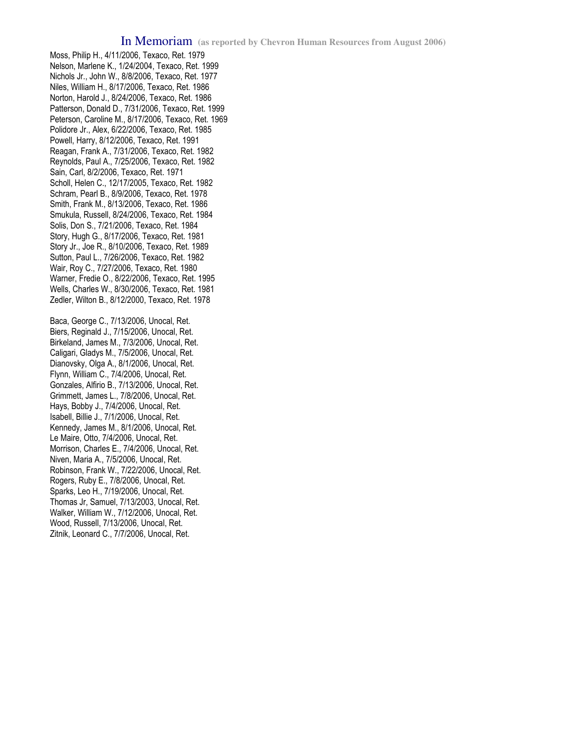## In Memoriam (as reported by Chevron Human Resources from August 2006)

Moss, Philip H., 4/11/2006, Texaco, Ret. 1979
Nelson, Marlene K., 1/24/2004, Texaco, Ret. 1999
Nichols Jr., John W., 8/8/2006, Texaco, Ret. 1977
Niles, William H., 8/17/2006, Texaco, Ret. 1986
Norton, Harold J., 8/24/2006, Texaco, Ret. 1986
Patterson, Donald D., 7/31/2006, Texaco, Ret. 1999
Peterson, Caroline M., 8/17/2006, Texaco, Ret. 1969
Polidore Jr., Alex, 6/22/2006, Texaco, Ret. 1985
Powell, Harry, 8/12/2006, Texaco, Ret. 1991
Reagan, Frank A., 7/31/2006, Texaco, Ret. 1982
Reynolds, Paul A., 7/25/2006, Texaco, Ret. 1982
Sain, Carl, 8/2/2006, Texaco, Ret. 1971
Scholl, Helen C., 12/17/2005, Texaco, Ret. 1982
Schram, Pearl B., 8/9/2006, Texaco, Ret. 1978
Smith, Frank M., 8/13/2006, Texaco, Ret. 1986
Smukula, Russell, 8/24/2006, Texaco, Ret. 1984
Solis, Don S., 7/21/2006, Texaco, Ret. 1984
Story, Hugh G., 8/17/2006, Texaco, Ret. 1981
Story Jr., Joe R., 8/10/2006, Texaco, Ret. 1989
Sutton, Paul L., 7/26/2006, Texaco, Ret. 1982
Wair, Roy C., 7/27/2006, Texaco, Ret. 1980
Warner, Fredie O., 8/22/2006, Texaco, Ret. 1995
Wells, Charles W., 8/30/2006, Texaco, Ret. 1981
Zedler, Wilton B., 8/12/2000, Texaco, Ret. 1978

Baca, George C., 7/13/2006, Unocal, Ret.
Biers, Reginald J., 7/15/2006, Unocal, Ret.
Birkeland, James M., 7/3/2006, Unocal, Ret.
Caligari, Gladys M., 7/5/2006, Unocal, Ret.
Dianovsky, Olga A., 8/1/2006, Unocal, Ret.
Flynn, William C., 7/4/2006, Unocal, Ret.
Gonzales, Alfirio B., 7/13/2006, Unocal, Ret.
Grimmett, James L., 7/8/2006, Unocal, Ret.
Hays, Bobby J., 7/4/2006, Unocal, Ret.
Isabell, Billie J., 7/1/2006, Unocal, Ret.
Kennedy, James M., 8/1/2006, Unocal, Ret.
Le Maire, Otto, 7/4/2006, Unocal, Ret.
Morrison, Charles E., 7/4/2006, Unocal, Ret.
Niven, Maria A., 7/5/2006, Unocal, Ret.
Robinson, Frank W., 7/22/2006, Unocal, Ret.
Rogers, Ruby E., 7/8/2006, Unocal, Ret.
Sparks, Leo H., 7/19/2006, Unocal, Ret.
Thomas Jr, Samuel, 7/13/2003, Unocal, Ret.
Walker, William W., 7/12/2006, Unocal, Ret.
Wood, Russell, 7/13/2006, Unocal, Ret.
Zitnik, Leonard C., 7/7/2006, Unocal, Ret.